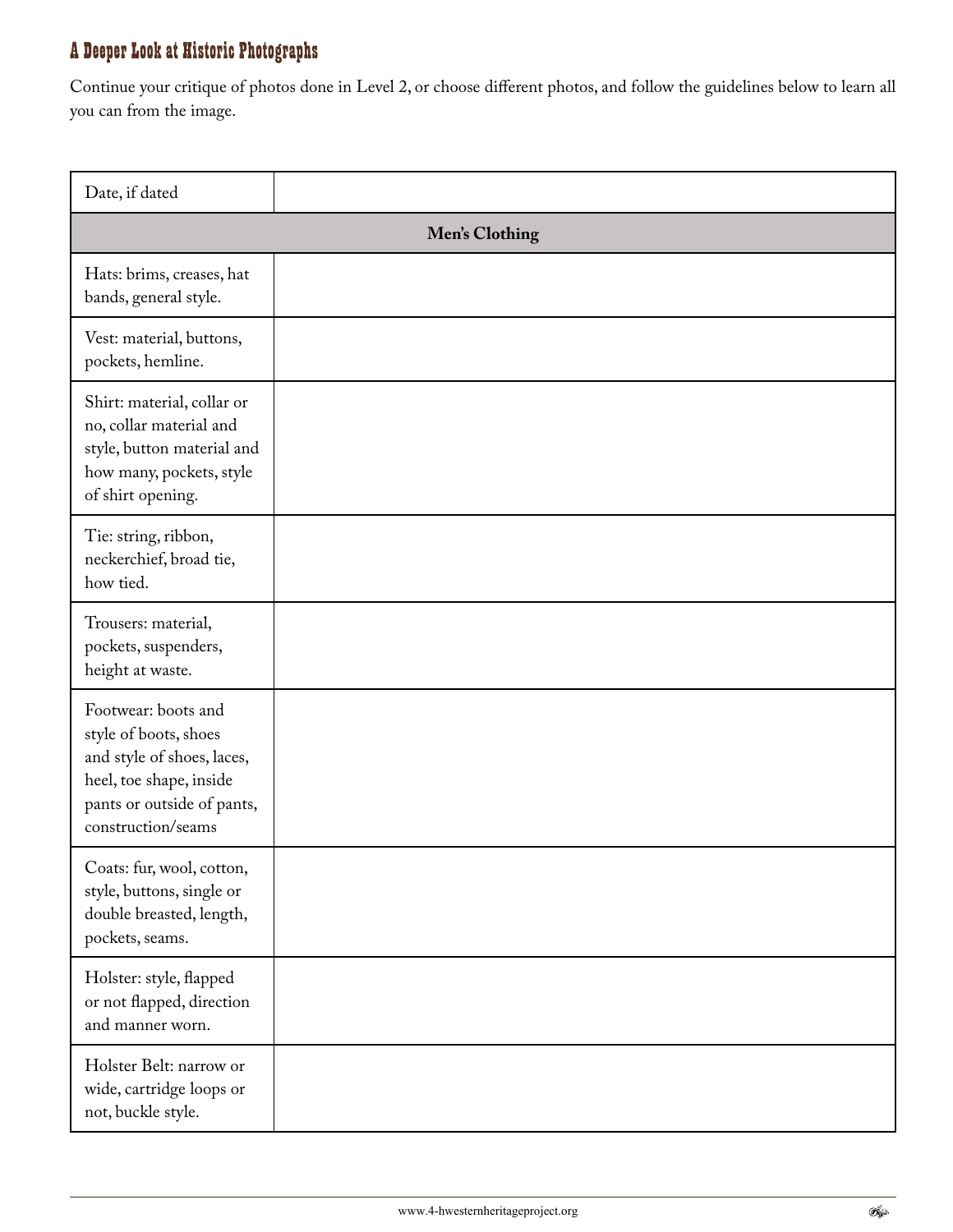## A Deeper Look at Historic Photographs

Continue your critique of photos done in Level 2, or choose different photos, and follow the guidelines below to learn all you can from the image.

| Date, if dated | |
|---|---|
| **Men's Clothing** | |
| Hats: brims, creases, hat bands, general style. | |
| Vest: material, buttons, pockets, hemline. | |
| Shirt: material, collar or no, collar material and style, button material and how many, pockets, style of shirt opening. | |
| Tie: string, ribbon, neckerchief, broad tie, how tied. | |
| Trousers: material, pockets, suspenders, height at waste. | |
| Footwear: boots and style of boots, shoes and style of shoes, laces, heel, toe shape, inside pants or outside of pants, construction/seams | |
| Coats: fur, wool, cotton, style, buttons, single or double breasted, length, pockets, seams. | |
| Holster: style, flapped or not flapped, direction and manner worn. | |
| Holster Belt: narrow or wide, cartridge loops or not, buckle style. | |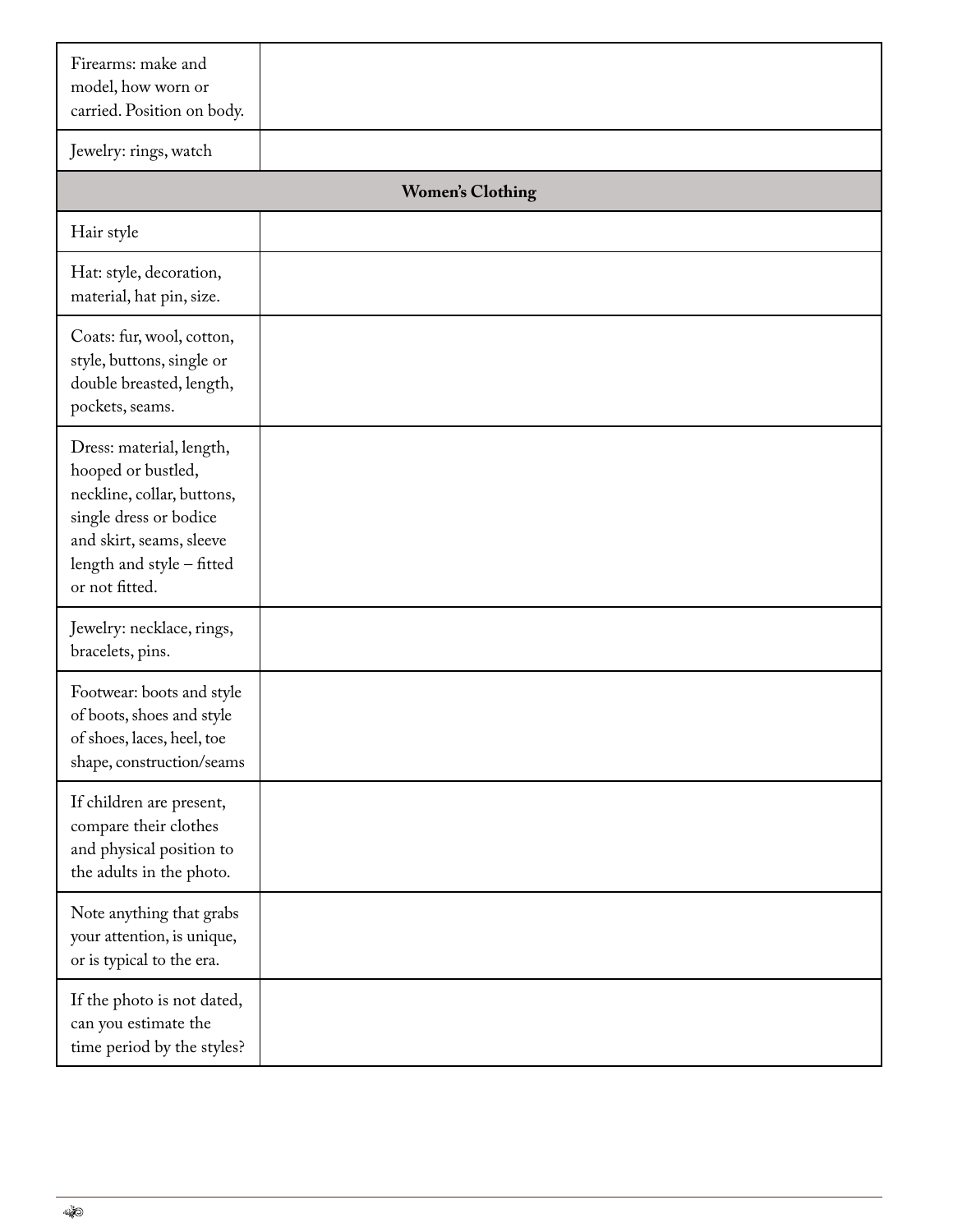| | |
|---|---|
| Firearms: make and model, how worn or carried. Position on body. | |
| Jewelry: rings, watch | |
| **Women's Clothing** | |
| Hair style | |
| Hat: style, decoration, material, hat pin, size. | |
| Coats: fur, wool, cotton, style, buttons, single or double breasted, length, pockets, seams. | |
| Dress: material, length, hooped or bustled, neckline, collar, buttons, single dress or bodice and skirt, seams, sleeve length and style – fitted or not fitted. | |
| Jewelry: necklace, rings, bracelets, pins. | |
| Footwear: boots and style of boots, shoes and style of shoes, laces, heel, toe shape, construction/seams | |
| If children are present, compare their clothes and physical position to the adults in the photo. | |
| Note anything that grabs your attention, is unique, or is typical to the era. | |
| If the photo is not dated, can you estimate the time period by the styles? | |